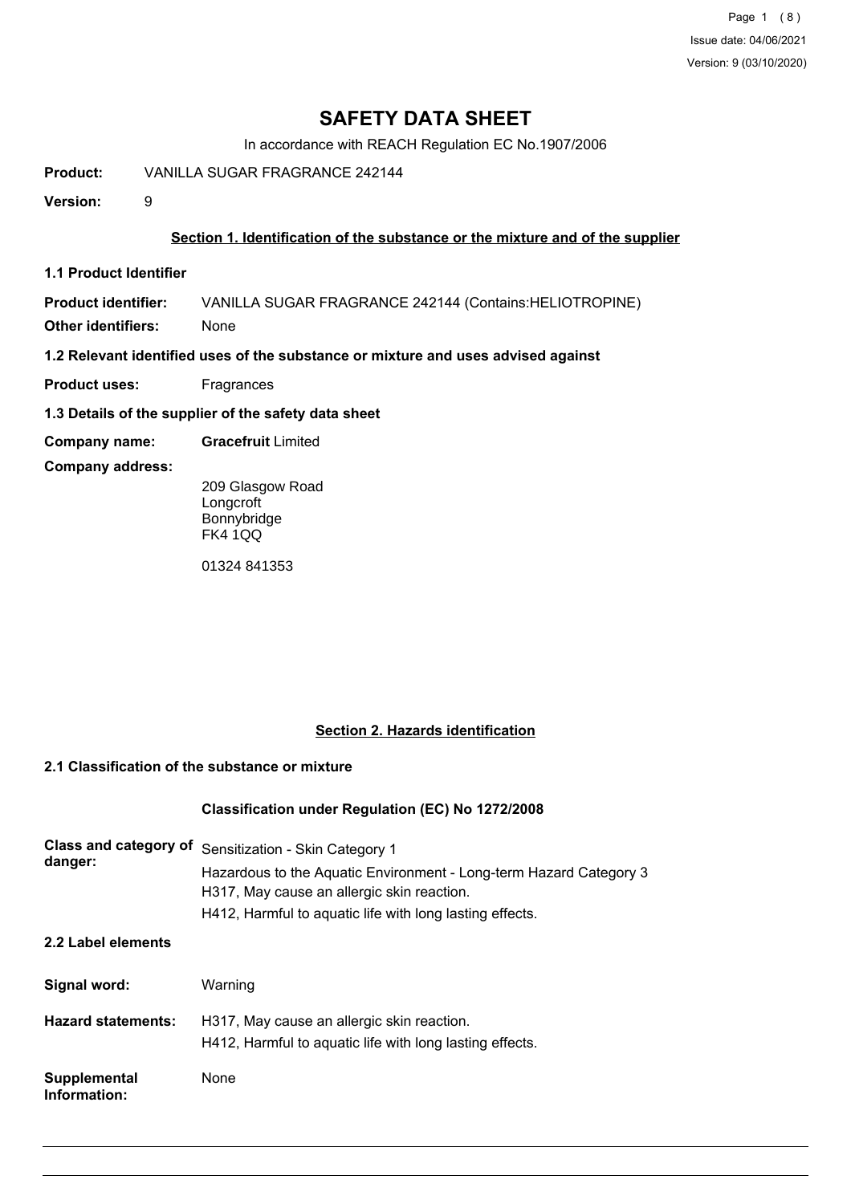# SAFETY DATA SHEET

In accordance with REACH Regulation EC No.1907/2006

**Product:** VANILLA SUGAR FRAGRANCE 242144

**Version:** 9

## Section 1. Identification of the substance or the mixture and of the supplier

### 1.1 Product Identifier

**Product identifier:** VANILLA SUGAR FRAGRANCE 242144 (Contains:HELIOTROPINE)

**Other identifiers:** None

### 1.2 Relevant identified uses of the substance or mixture and uses advised against

**Product uses:** Fragrances

### 1.3 Details of the supplier of the safety data sheet

**Company name:** **Gracefruit** Limited

**Company address:**

209 Glasgow Road
Longcroft
Bonnybridge
FK4 1QQ

01324 841353

## Section 2. Hazards identification

### 2.1 Classification of the substance or mixture

**Classification under Regulation (EC) No 1272/2008**

**Class and category of danger:**

Sensitization - Skin Category 1
Hazardous to the Aquatic Environment - Long-term Hazard Category 3
H317, May cause an allergic skin reaction.
H412, Harmful to aquatic life with long lasting effects.

### 2.2 Label elements

**Signal word:** Warning

**Hazard statements:**

H317, May cause an allergic skin reaction.
H412, Harmful to aquatic life with long lasting effects.

**Supplemental Information:** None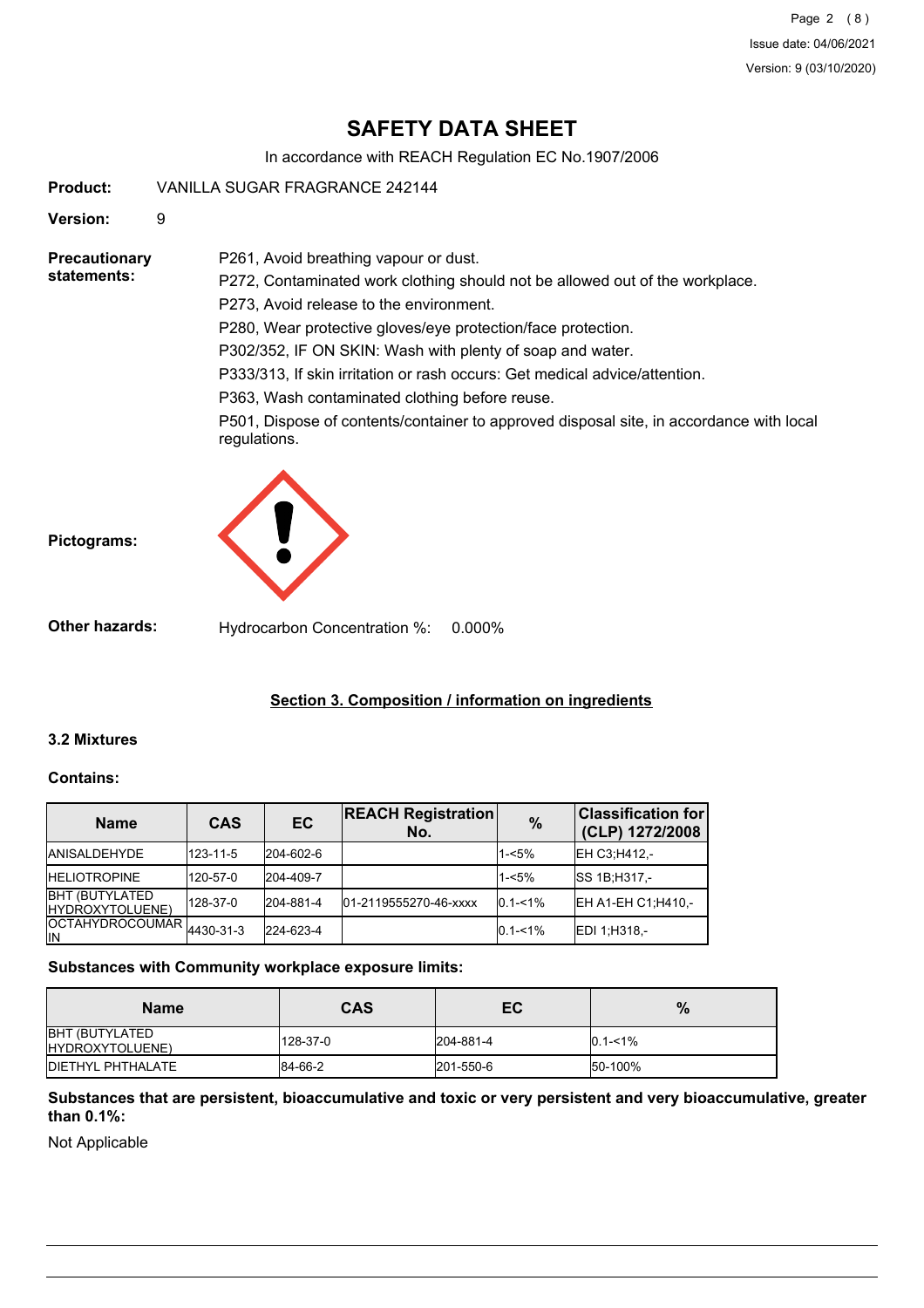# SAFETY DATA SHEET

In accordance with REACH Regulation EC No.1907/2006

**Product:** VANILLA SUGAR FRAGRANCE 242144

**Version:** 9

**Precautionary statements:**

P261, Avoid breathing vapour or dust.

P272, Contaminated work clothing should not be allowed out of the workplace.

P273, Avoid release to the environment.

P280, Wear protective gloves/eye protection/face protection.

P302/352, IF ON SKIN: Wash with plenty of soap and water.

P333/313, If skin irritation or rash occurs: Get medical advice/attention.

P363, Wash contaminated clothing before reuse.

P501, Dispose of contents/container to approved disposal site, in accordance with local regulations.

**Pictograms:**

**Other hazards:** Hydrocarbon Concentration %: 0.000%

## Section 3. Composition / information on ingredients

### 3.2 Mixtures

**Contains:**

| Name | CAS | EC | REACH Registration No. | % | Classification for (CLP) 1272/2008 |
|---|---|---|---|---|---|
| ANISALDEHYDE | 123-11-5 | 204-602-6 | | 1-<5% | EH C3;H412,- |
| HELIOTROPINE | 120-57-0 | 204-409-7 | | 1-<5% | SS 1B;H317,- |
| BHT (BUTYLATED HYDROXYTOLUENE) | 128-37-0 | 204-881-4 | 01-2119555270-46-xxxx | 0.1-<1% | EH A1-EH C1;H410,- |
| OCTAHYDROCOUMARIN | 4430-31-3 | 224-623-4 | | 0.1-<1% | EDI 1;H318,- |

**Substances with Community workplace exposure limits:**

| Name | CAS | EC | % |
|---|---|---|---|
| BHT (BUTYLATED HYDROXYTOLUENE) | 128-37-0 | 204-881-4 | 0.1-<1% |
| DIETHYL PHTHALATE | 84-66-2 | 201-550-6 | 50-100% |

**Substances that are persistent, bioaccumulative and toxic or very persistent and very bioaccumulative, greater than 0.1%:**

Not Applicable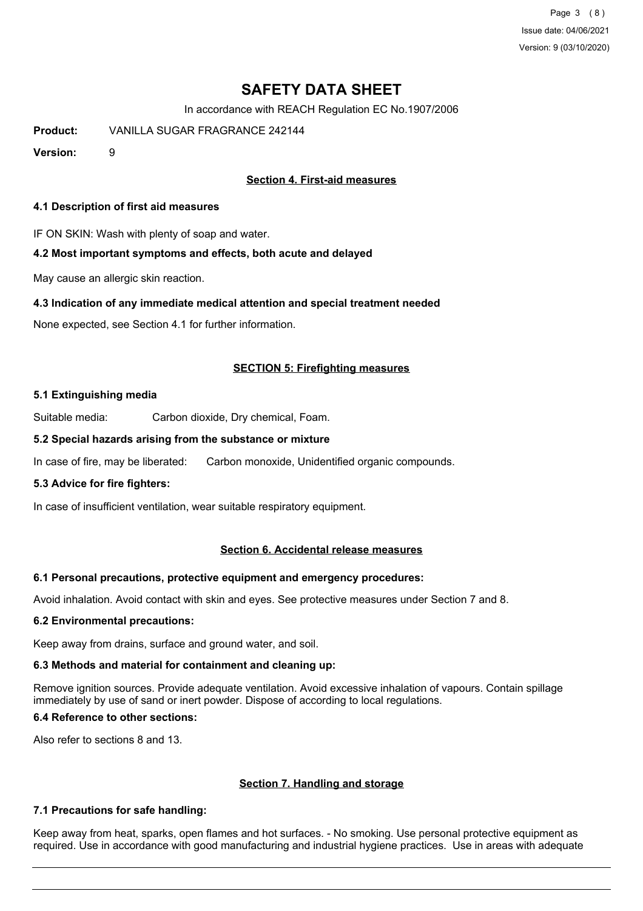# SAFETY DATA SHEET

In accordance with REACH Regulation EC No.1907/2006

**Product:** VANILLA SUGAR FRAGRANCE 242144

**Version:** 9

## Section 4. First-aid measures

### 4.1 Description of first aid measures

IF ON SKIN: Wash with plenty of soap and water.

### 4.2 Most important symptoms and effects, both acute and delayed

May cause an allergic skin reaction.

### 4.3 Indication of any immediate medical attention and special treatment needed

None expected, see Section 4.1 for further information.

## SECTION 5: Firefighting measures

### 5.1 Extinguishing media

Suitable media: Carbon dioxide, Dry chemical, Foam.

### 5.2 Special hazards arising from the substance or mixture

In case of fire, may be liberated: Carbon monoxide, Unidentified organic compounds.

### 5.3 Advice for fire fighters:

In case of insufficient ventilation, wear suitable respiratory equipment.

## Section 6. Accidental release measures

### 6.1 Personal precautions, protective equipment and emergency procedures:

Avoid inhalation. Avoid contact with skin and eyes. See protective measures under Section 7 and 8.

### 6.2 Environmental precautions:

Keep away from drains, surface and ground water, and soil.

### 6.3 Methods and material for containment and cleaning up:

Remove ignition sources. Provide adequate ventilation. Avoid excessive inhalation of vapours. Contain spillage immediately by use of sand or inert powder. Dispose of according to local regulations.

### 6.4 Reference to other sections:

Also refer to sections 8 and 13.

## Section 7. Handling and storage

### 7.1 Precautions for safe handling:

Keep away from heat, sparks, open flames and hot surfaces. - No smoking. Use personal protective equipment as required. Use in accordance with good manufacturing and industrial hygiene practices. Use in areas with adequate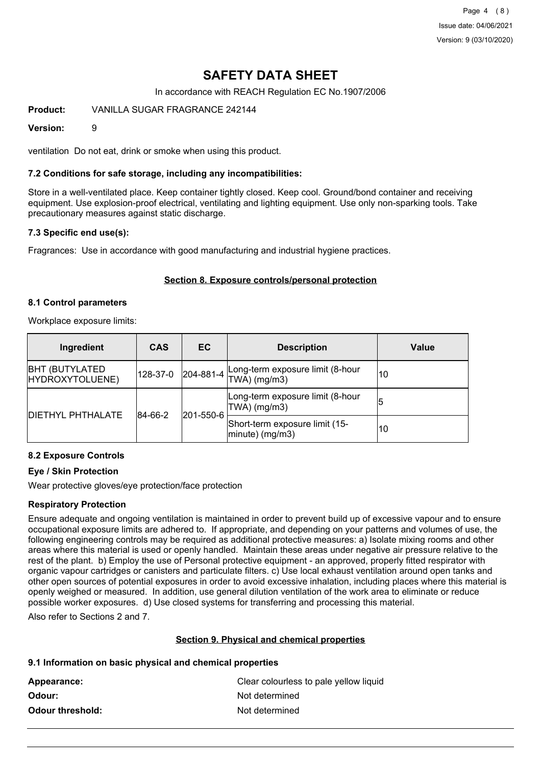ventilation  Do not eat, drink or smoke when using this product.

### 7.2 Conditions for safe storage, including any incompatibilities:

Store in a well-ventilated place. Keep container tightly closed. Keep cool. Ground/bond container and receiving equipment. Use explosion-proof electrical, ventilating and lighting equipment. Use only non-sparking tools. Take precautionary measures against static discharge.

### 7.3 Specific end use(s):

Fragrances:  Use in accordance with good manufacturing and industrial hygiene practices.

## Section 8. Exposure controls/personal protection

### 8.1 Control parameters

Workplace exposure limits:

| Ingredient | CAS | EC | Description | Value |
|---|---|---|---|---|
| BHT (BUTYLATED HYDROXYTOLUENE) | 128-37-0 | 204-881-4 | Long-term exposure limit (8-hour TWA) (mg/m3) | 10 |
| DIETHYL PHTHALATE | 84-66-2 | 201-550-6 | Long-term exposure limit (8-hour TWA) (mg/m3) | 5 |
| | | | Short-term exposure limit (15-minute) (mg/m3) | 10 |

### 8.2 Exposure Controls

#### Eye / Skin Protection

Wear protective gloves/eye protection/face protection

#### Respiratory Protection

Ensure adequate and ongoing ventilation is maintained in order to prevent build up of excessive vapour and to ensure occupational exposure limits are adhered to.  If appropriate, and depending on your patterns and volumes of use, the following engineering controls may be required as additional protective measures: a) Isolate mixing rooms and other areas where this material is used or openly handled.  Maintain these areas under negative air pressure relative to the rest of the plant.  b) Employ the use of Personal protective equipment - an approved, properly fitted respirator with organic vapour cartridges or canisters and particulate filters. c) Use local exhaust ventilation around open tanks and other open sources of potential exposures in order to avoid excessive inhalation, including places where this material is openly weighed or measured.  In addition, use general dilution ventilation of the work area to eliminate or reduce possible worker exposures.  d) Use closed systems for transferring and processing this material.

Also refer to Sections 2 and 7.

## Section 9. Physical and chemical properties

### 9.1 Information on basic physical and chemical properties

**Appearance:** Clear colourless to pale yellow liquid

**Odour:** Not determined

**Odour threshold:** Not determined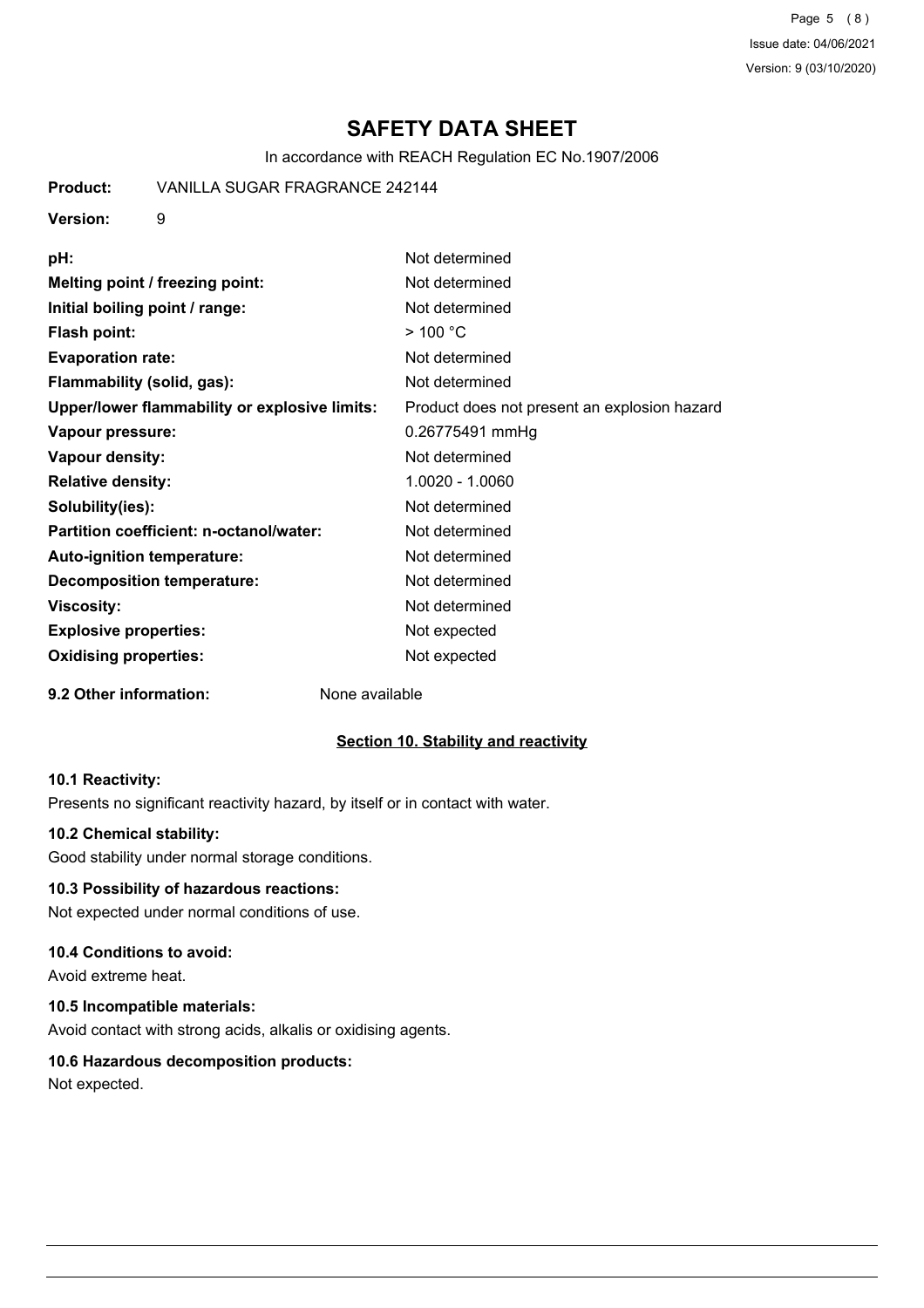# SAFETY DATA SHEET

In accordance with REACH Regulation EC No.1907/2006

**Product:** VANILLA SUGAR FRAGRANCE 242144

**Version:** 9

| | |
|---|---|
| **pH:** | Not determined |
| **Melting point / freezing point:** | Not determined |
| **Initial boiling point / range:** | Not determined |
| **Flash point:** | > 100 °C |
| **Evaporation rate:** | Not determined |
| **Flammability (solid, gas):** | Not determined |
| **Upper/lower flammability or explosive limits:** | Product does not present an explosion hazard |
| **Vapour pressure:** | 0.26775491 mmHg |
| **Vapour density:** | Not determined |
| **Relative density:** | 1.0020 - 1.0060 |
| **Solubility(ies):** | Not determined |
| **Partition coefficient: n-octanol/water:** | Not determined |
| **Auto-ignition temperature:** | Not determined |
| **Decomposition temperature:** | Not determined |
| **Viscosity:** | Not determined |
| **Explosive properties:** | Not expected |
| **Oxidising properties:** | Not expected |

**9.2 Other information:** None available

## Section 10. Stability and reactivity

### 10.1 Reactivity:

Presents no significant reactivity hazard, by itself or in contact with water.

### 10.2 Chemical stability:

Good stability under normal storage conditions.

### 10.3 Possibility of hazardous reactions:

Not expected under normal conditions of use.

### 10.4 Conditions to avoid:

Avoid extreme heat.

### 10.5 Incompatible materials:

Avoid contact with strong acids, alkalis or oxidising agents.

### 10.6 Hazardous decomposition products:

Not expected.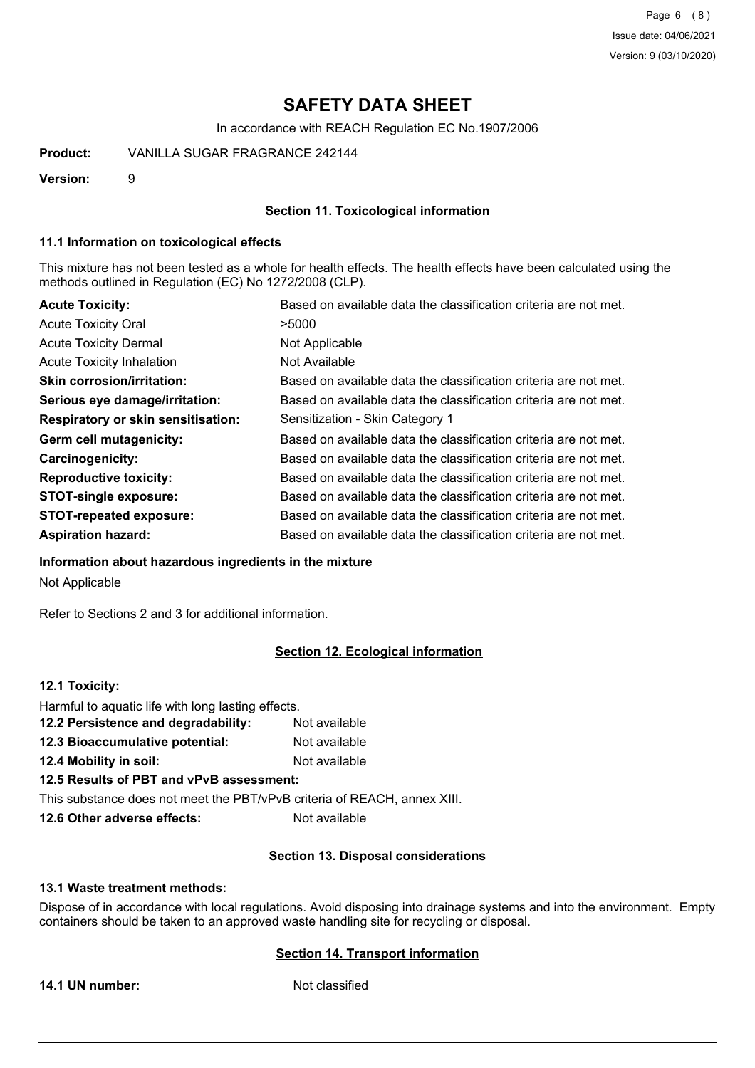# SAFETY DATA SHEET

In accordance with REACH Regulation EC No.1907/2006

**Product:** VANILLA SUGAR FRAGRANCE 242144

**Version:** 9

## Section 11. Toxicological information

### 11.1 Information on toxicological effects

This mixture has not been tested as a whole for health effects. The health effects have been calculated using the methods outlined in Regulation (EC) No 1272/2008 (CLP).

| | |
|---|---|
| **Acute Toxicity:** | Based on available data the classification criteria are not met. |
| Acute Toxicity Oral | >5000 |
| Acute Toxicity Dermal | Not Applicable |
| Acute Toxicity Inhalation | Not Available |
| **Skin corrosion/irritation:** | Based on available data the classification criteria are not met. |
| **Serious eye damage/irritation:** | Based on available data the classification criteria are not met. |
| **Respiratory or skin sensitisation:** | Sensitization - Skin Category 1 |
| **Germ cell mutagenicity:** | Based on available data the classification criteria are not met. |
| **Carcinogenicity:** | Based on available data the classification criteria are not met. |
| **Reproductive toxicity:** | Based on available data the classification criteria are not met. |
| **STOT-single exposure:** | Based on available data the classification criteria are not met. |
| **STOT-repeated exposure:** | Based on available data the classification criteria are not met. |
| **Aspiration hazard:** | Based on available data the classification criteria are not met. |

**Information about hazardous ingredients in the mixture**

Not Applicable

Refer to Sections 2 and 3 for additional information.

## Section 12. Ecological information

**12.1 Toxicity:**

Harmful to aquatic life with long lasting effects.

| | |
|---|---|
| **12.2 Persistence and degradability:** | Not available |
| **12.3 Bioaccumulative potential:** | Not available |
| **12.4 Mobility in soil:** | Not available |

**12.5 Results of PBT and vPvB assessment:**

This substance does not meet the PBT/vPvB criteria of REACH, annex XIII.

**12.6 Other adverse effects:** Not available

## Section 13. Disposal considerations

### 13.1 Waste treatment methods:

Dispose of in accordance with local regulations. Avoid disposing into drainage systems and into the environment. Empty containers should be taken to an approved waste handling site for recycling or disposal.

## Section 14. Transport information

**14.1 UN number:** Not classified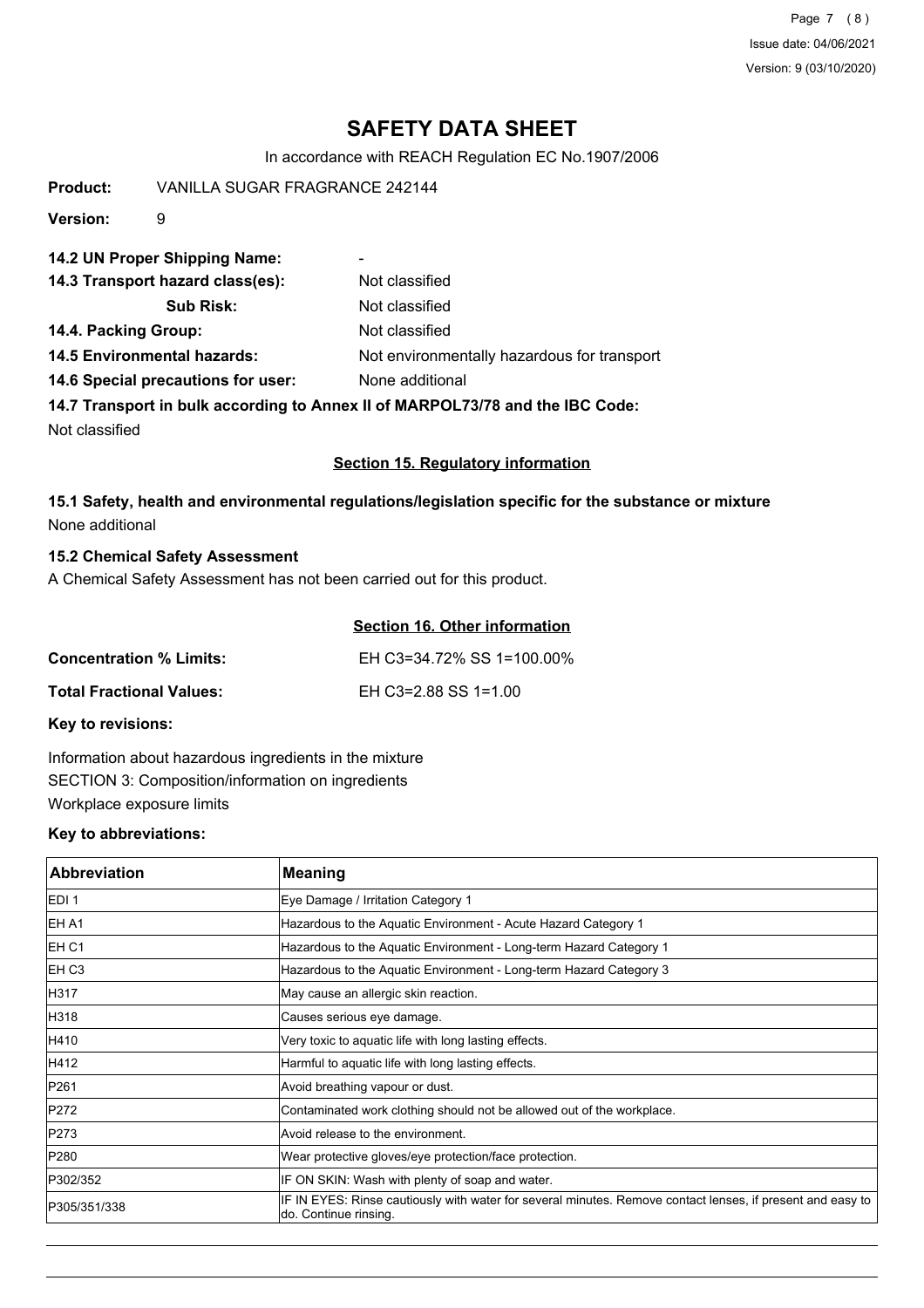# SAFETY DATA SHEET

In accordance with REACH Regulation EC No.1907/2006

**Product:** VANILLA SUGAR FRAGRANCE 242144

**Version:** 9

**14.2 UN Proper Shipping Name:** -

**14.3 Transport hazard class(es):** Not classified

**Sub Risk:** Not classified

**14.4. Packing Group:** Not classified

**14.5 Environmental hazards:** Not environmentally hazardous for transport

**14.6 Special precautions for user:** None additional

**14.7 Transport in bulk according to Annex II of MARPOL73/78 and the IBC Code:**

Not classified

## Section 15. Regulatory information

**15.1 Safety, health and environmental regulations/legislation specific for the substance or mixture**

None additional

**15.2 Chemical Safety Assessment**

A Chemical Safety Assessment has not been carried out for this product.

## Section 16. Other information

**Concentration % Limits:** EH C3=34.72% SS 1=100.00%

**Total Fractional Values:** EH C3=2.88 SS 1=1.00

**Key to revisions:**

Information about hazardous ingredients in the mixture

SECTION 3: Composition/information on ingredients

Workplace exposure limits

**Key to abbreviations:**

| Abbreviation | Meaning |
|---|---|
| EDI 1 | Eye Damage / Irritation Category 1 |
| EH A1 | Hazardous to the Aquatic Environment - Acute Hazard Category 1 |
| EH C1 | Hazardous to the Aquatic Environment - Long-term Hazard Category 1 |
| EH C3 | Hazardous to the Aquatic Environment - Long-term Hazard Category 3 |
| H317 | May cause an allergic skin reaction. |
| H318 | Causes serious eye damage. |
| H410 | Very toxic to aquatic life with long lasting effects. |
| H412 | Harmful to aquatic life with long lasting effects. |
| P261 | Avoid breathing vapour or dust. |
| P272 | Contaminated work clothing should not be allowed out of the workplace. |
| P273 | Avoid release to the environment. |
| P280 | Wear protective gloves/eye protection/face protection. |
| P302/352 | IF ON SKIN: Wash with plenty of soap and water. |
| P305/351/338 | IF IN EYES: Rinse cautiously with water for several minutes. Remove contact lenses, if present and easy to do. Continue rinsing. |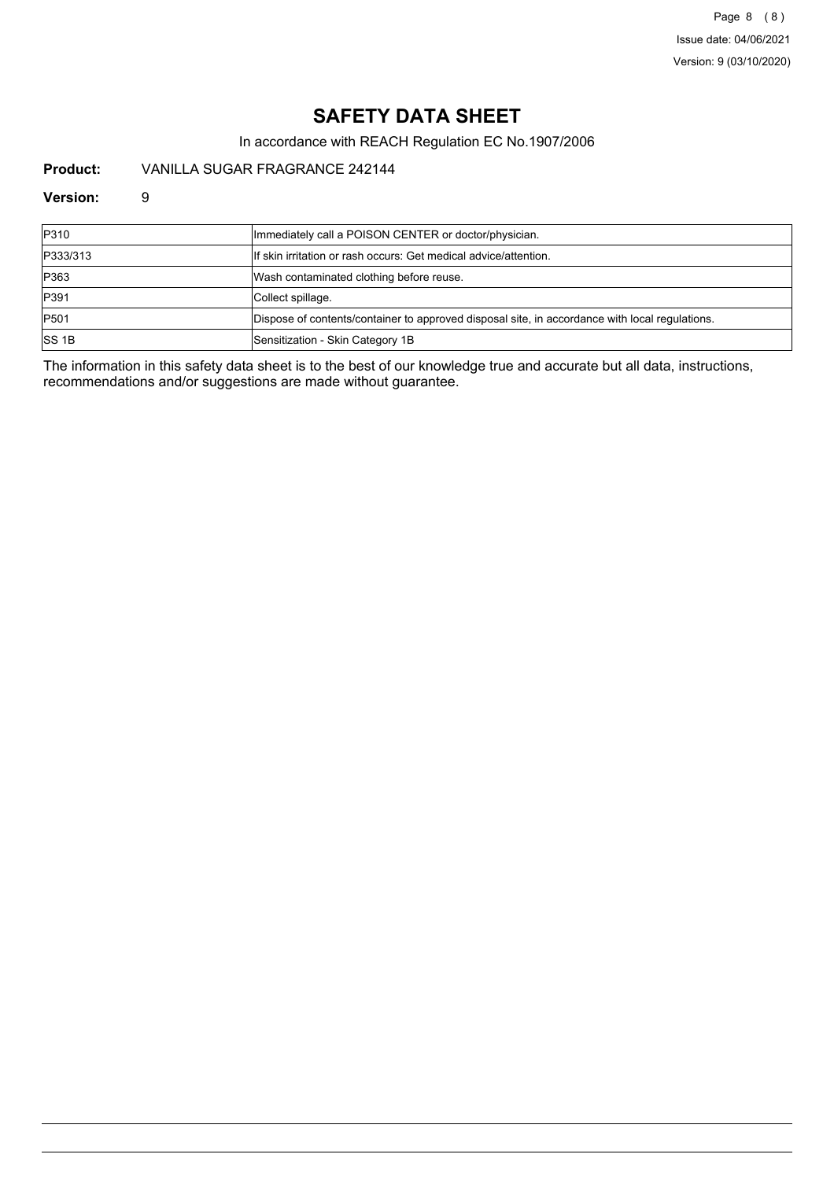| | |
|---|---|
| P310 | Immediately call a POISON CENTER or doctor/physician. |
| P333/313 | If skin irritation or rash occurs: Get medical advice/attention. |
| P363 | Wash contaminated clothing before reuse. |
| P391 | Collect spillage. |
| P501 | Dispose of contents/container to approved disposal site, in accordance with local regulations. |
| SS 1B | Sensitization - Skin Category 1B |

The information in this safety data sheet is to the best of our knowledge true and accurate but all data, instructions, recommendations and/or suggestions are made without guarantee.